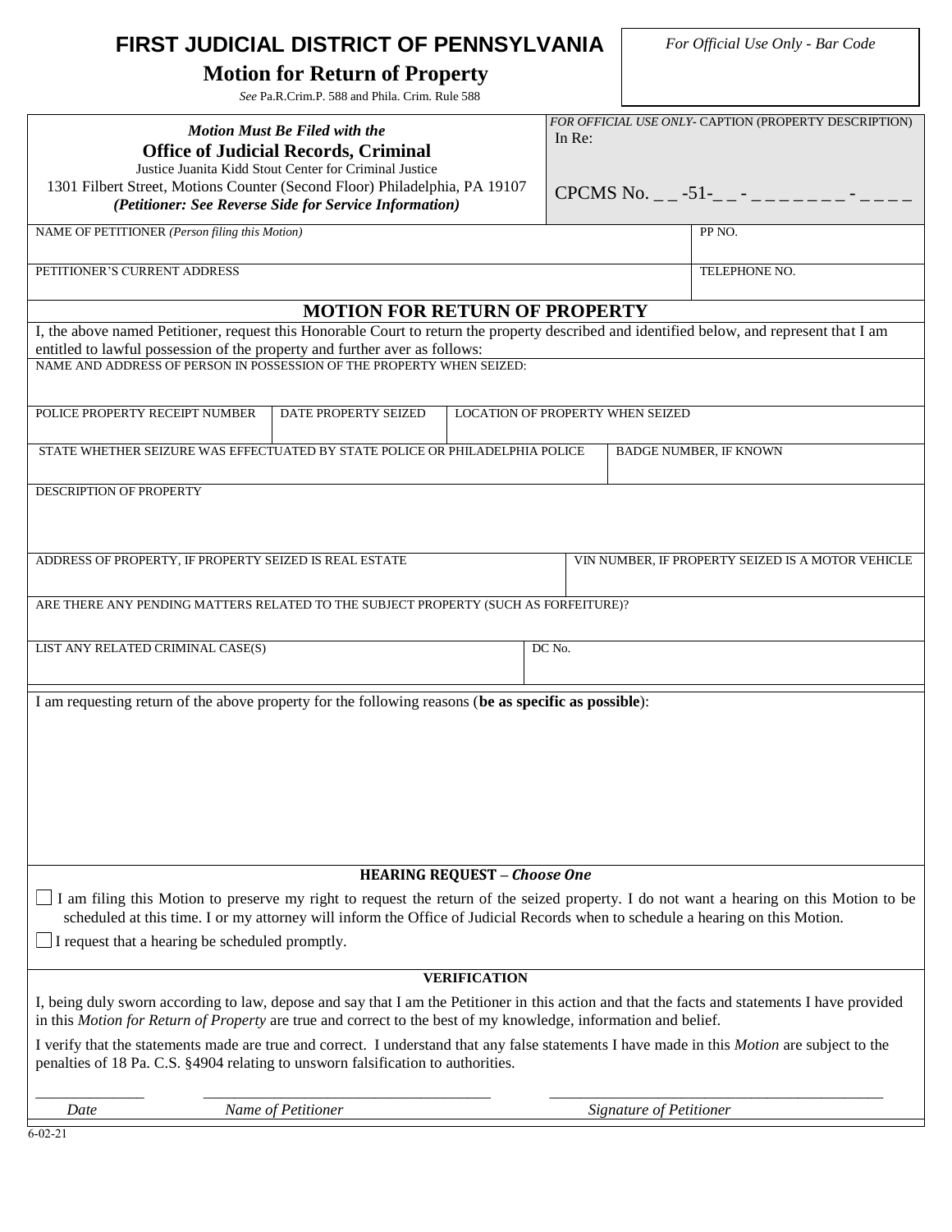# FIRST JUDICIAL DISTRICT OF PENNSYLVANIA

## Motion for Return of Property

*See* Pa.R.Crim.P. 588 and Phila. Crim. Rule 588

*For Official Use Only - Bar Code*

| *Motion Must Be Filed with the* **Office of Judicial Records, Criminal** Justice Juanita Kidd Stout Center for Criminal Justice 1301 Filbert Street, Motions Counter (Second Floor) Philadelphia, PA 19107 ***(Petitioner: See Reverse Side for Service Information)*** | *FOR OFFICIAL USE ONLY*- CAPTION (PROPERTY DESCRIPTION) In Re: CPCMS No. _ _ -51-_ _ - _ _ _ _ _ _ _ - _ _ _ _ |
|---|---|

| NAME OF PETITIONER *(Person filing this Motion)* | PP NO. |
|---|---|
| PETITIONER'S CURRENT ADDRESS | TELEPHONE NO. |

## MOTION FOR RETURN OF PROPERTY

I, the above named Petitioner, request this Honorable Court to return the property described and identified below, and represent that I am entitled to lawful possession of the property and further aver as follows:

| NAME AND ADDRESS OF PERSON IN POSSESSION OF THE PROPERTY WHEN SEIZED: | | |
|---|---|---|
| POLICE PROPERTY RECEIPT NUMBER | DATE PROPERTY SEIZED | LOCATION OF PROPERTY WHEN SEIZED |
| STATE WHETHER SEIZURE WAS EFFECTUATED BY STATE POLICE OR PHILADELPHIA POLICE | | BADGE NUMBER, IF KNOWN |
| DESCRIPTION OF PROPERTY | | |
| ADDRESS OF PROPERTY, IF PROPERTY SEIZED IS REAL ESTATE | | VIN NUMBER, IF PROPERTY SEIZED IS A MOTOR VEHICLE |
| ARE THERE ANY PENDING MATTERS RELATED TO THE SUBJECT PROPERTY (SUCH AS FORFEITURE)? | | |
| LIST ANY RELATED CRIMINAL CASE(S) | | DC No. |

I am requesting return of the above property for the following reasons (**be as specific as possible**):

### HEARING REQUEST – *Choose One*

☐ I am filing this Motion to preserve my right to request the return of the seized property. I do not want a hearing on this Motion to be scheduled at this time. I or my attorney will inform the Office of Judicial Records when to schedule a hearing on this Motion.

☐ I request that a hearing be scheduled promptly.

### VERIFICATION

I, being duly sworn according to law, depose and say that I am the Petitioner in this action and that the facts and statements I have provided in this *Motion for Return of Property* are true and correct to the best of my knowledge, information and belief.

I verify that the statements made are true and correct. I understand that any false statements I have made in this *Motion* are subject to the penalties of 18 Pa. C.S. §4904 relating to unsworn falsification to authorities.

______________ ____________________________________ ____________________________________________

*Date* *Name of Petitioner* *Signature of Petitioner*

6-02-21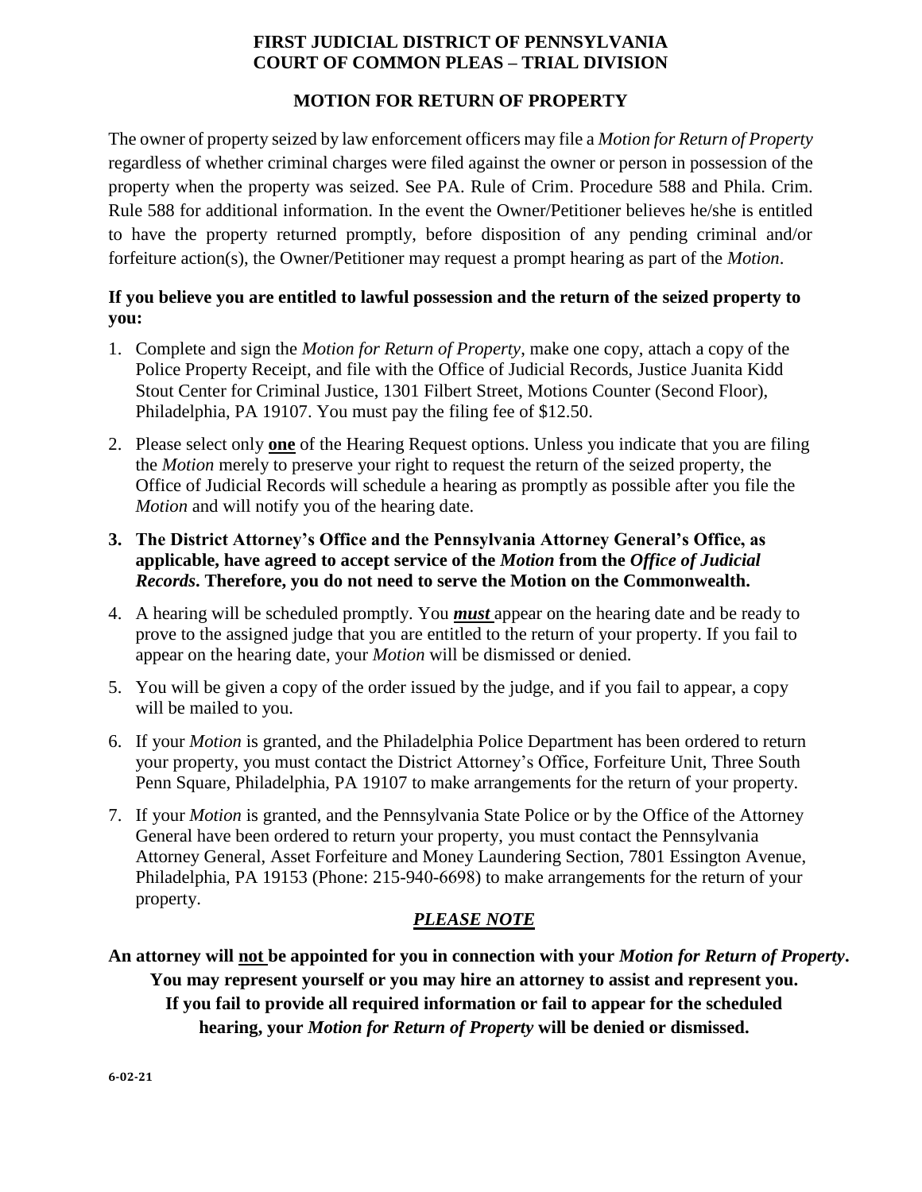**FIRST JUDICIAL DISTRICT OF PENNSYLVANIA**
**COURT OF COMMON PLEAS – TRIAL DIVISION**

## MOTION FOR RETURN OF PROPERTY

The owner of property seized by law enforcement officers may file a *Motion for Return of Property* regardless of whether criminal charges were filed against the owner or person in possession of the property when the property was seized. See PA. Rule of Crim. Procedure 588 and Phila. Crim. Rule 588 for additional information. In the event the Owner/Petitioner believes he/she is entitled to have the property returned promptly, before disposition of any pending criminal and/or forfeiture action(s), the Owner/Petitioner may request a prompt hearing as part of the *Motion*.

**If you believe you are entitled to lawful possession and the return of the seized property to you:**

1. Complete and sign the *Motion for Return of Property*, make one copy, attach a copy of the Police Property Receipt, and file with the Office of Judicial Records, Justice Juanita Kidd Stout Center for Criminal Justice, 1301 Filbert Street, Motions Counter (Second Floor), Philadelphia, PA 19107. You must pay the filing fee of $12.50.
2. Please select only **one** of the Hearing Request options. Unless you indicate that you are filing the *Motion* merely to preserve your right to request the return of the seized property, the Office of Judicial Records will schedule a hearing as promptly as possible after you file the *Motion* and will notify you of the hearing date.
3. **The District Attorney's Office and the Pennsylvania Attorney General's Office, as applicable, have agreed to accept service of the *Motion* from the *Office of Judicial Records*. Therefore, you do not need to serve the Motion on the Commonwealth.**
4. A hearing will be scheduled promptly. You ***must*** appear on the hearing date and be ready to prove to the assigned judge that you are entitled to the return of your property. If you fail to appear on the hearing date, your *Motion* will be dismissed or denied.
5. You will be given a copy of the order issued by the judge, and if you fail to appear, a copy will be mailed to you.
6. If your *Motion* is granted, and the Philadelphia Police Department has been ordered to return your property, you must contact the District Attorney's Office, Forfeiture Unit, Three South Penn Square, Philadelphia, PA 19107 to make arrangements for the return of your property.
7. If your *Motion* is granted, and the Pennsylvania State Police or by the Office of the Attorney General have been ordered to return your property, you must contact the Pennsylvania Attorney General, Asset Forfeiture and Money Laundering Section, 7801 Essington Avenue, Philadelphia, PA 19153 (Phone: 215-940-6698) to make arrangements for the return of your property.

***PLEASE NOTE***

**An attorney will not be appointed for you in connection with your *Motion for Return of Property*. You may represent yourself or you may hire an attorney to assist and represent you. If you fail to provide all required information or fail to appear for the scheduled hearing, your *Motion for Return of Property* will be denied or dismissed.**

6-02-21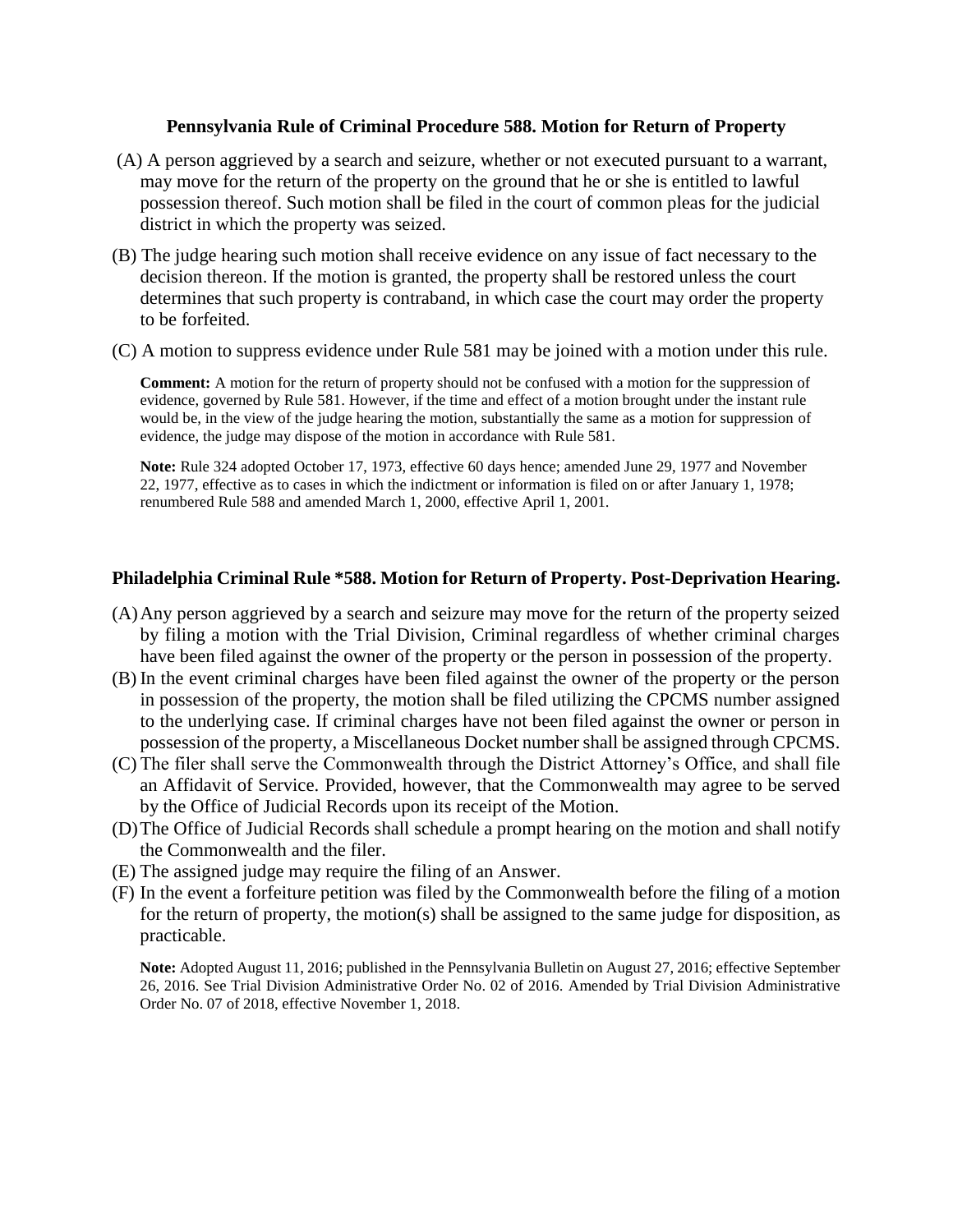### Pennsylvania Rule of Criminal Procedure 588. Motion for Return of Property

(A) A person aggrieved by a search and seizure, whether or not executed pursuant to a warrant, may move for the return of the property on the ground that he or she is entitled to lawful possession thereof. Such motion shall be filed in the court of common pleas for the judicial district in which the property was seized.

(B) The judge hearing such motion shall receive evidence on any issue of fact necessary to the decision thereon. If the motion is granted, the property shall be restored unless the court determines that such property is contraband, in which case the court may order the property to be forfeited.

(C) A motion to suppress evidence under Rule 581 may be joined with a motion under this rule.

**Comment:** A motion for the return of property should not be confused with a motion for the suppression of evidence, governed by Rule 581. However, if the time and effect of a motion brought under the instant rule would be, in the view of the judge hearing the motion, substantially the same as a motion for suppression of evidence, the judge may dispose of the motion in accordance with Rule 581.

**Note:** Rule 324 adopted October 17, 1973, effective 60 days hence; amended June 29, 1977 and November 22, 1977, effective as to cases in which the indictment or information is filed on or after January 1, 1978; renumbered Rule 588 and amended March 1, 2000, effective April 1, 2001.

### Philadelphia Criminal Rule *588. Motion for Return of Property. Post-Deprivation Hearing.

(A) Any person aggrieved by a search and seizure may move for the return of the property seized by filing a motion with the Trial Division, Criminal regardless of whether criminal charges have been filed against the owner of the property or the person in possession of the property.

(B) In the event criminal charges have been filed against the owner of the property or the person in possession of the property, the motion shall be filed utilizing the CPCMS number assigned to the underlying case. If criminal charges have not been filed against the owner or person in possession of the property, a Miscellaneous Docket number shall be assigned through CPCMS.

(C) The filer shall serve the Commonwealth through the District Attorney's Office, and shall file an Affidavit of Service. Provided, however, that the Commonwealth may agree to be served by the Office of Judicial Records upon its receipt of the Motion.

(D) The Office of Judicial Records shall schedule a prompt hearing on the motion and shall notify the Commonwealth and the filer.

(E) The assigned judge may require the filing of an Answer.

(F) In the event a forfeiture petition was filed by the Commonwealth before the filing of a motion for the return of property, the motion(s) shall be assigned to the same judge for disposition, as practicable.

**Note:** Adopted August 11, 2016; published in the Pennsylvania Bulletin on August 27, 2016; effective September 26, 2016. See Trial Division Administrative Order No. 02 of 2016. Amended by Trial Division Administrative Order No. 07 of 2018, effective November 1, 2018.